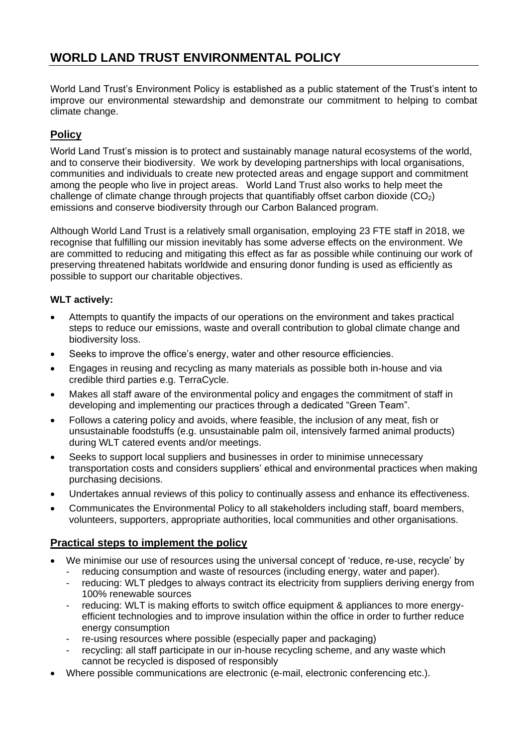# WORLD LAND TRUST ENVIRONMENTAL POLICY

World Land Trust's Environment Policy is established as a public statement of the Trust's intent to improve our environmental stewardship and demonstrate our commitment to helping to combat climate change.

## Policy

World Land Trust's mission is to protect and sustainably manage natural ecosystems of the world, and to conserve their biodiversity. We work by developing partnerships with local organisations, communities and individuals to create new protected areas and engage support and commitment among the people who live in project areas. World Land Trust also works to help meet the challenge of climate change through projects that quantifiably offset carbon dioxide ($CO_2$) emissions and conserve biodiversity through our Carbon Balanced program.

Although World Land Trust is a relatively small organisation, employing 23 FTE staff in 2018, we recognise that fulfilling our mission inevitably has some adverse effects on the environment. We are committed to reducing and mitigating this effect as far as possible while continuing our work of preserving threatened habitats worldwide and ensuring donor funding is used as efficiently as possible to support our charitable objectives.

**WLT actively:**

- Attempts to quantify the impacts of our operations on the environment and takes practical steps to reduce our emissions, waste and overall contribution to global climate change and biodiversity loss.
- Seeks to improve the office's energy, water and other resource efficiencies.
- Engages in reusing and recycling as many materials as possible both in-house and via credible third parties e.g. TerraCycle.
- Makes all staff aware of the environmental policy and engages the commitment of staff in developing and implementing our practices through a dedicated "Green Team".
- Follows a catering policy and avoids, where feasible, the inclusion of any meat, fish or unsustainable foodstuffs (e.g. unsustainable palm oil, intensively farmed animal products) during WLT catered events and/or meetings.
- Seeks to support local suppliers and businesses in order to minimise unnecessary transportation costs and considers suppliers' ethical and environmental practices when making purchasing decisions.
- Undertakes annual reviews of this policy to continually assess and enhance its effectiveness.
- Communicates the Environmental Policy to all stakeholders including staff, board members, volunteers, supporters, appropriate authorities, local communities and other organisations.

## Practical steps to implement the policy

- We minimise our use of resources using the universal concept of 'reduce, re-use, recycle' by
  - reducing consumption and waste of resources (including energy, water and paper).
  - reducing: WLT pledges to always contract its electricity from suppliers deriving energy from 100% renewable sources
  - reducing: WLT is making efforts to switch office equipment & appliances to more energy-efficient technologies and to improve insulation within the office in order to further reduce energy consumption
  - re-using resources where possible (especially paper and packaging)
  - recycling: all staff participate in our in-house recycling scheme, and any waste which cannot be recycled is disposed of responsibly
- Where possible communications are electronic (e-mail, electronic conferencing etc.).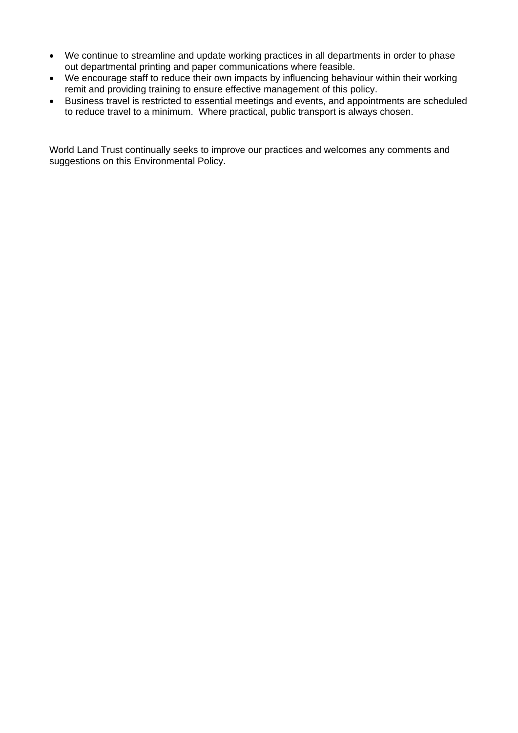- We continue to streamline and update working practices in all departments in order to phase out departmental printing and paper communications where feasible.
- We encourage staff to reduce their own impacts by influencing behaviour within their working remit and providing training to ensure effective management of this policy.
- Business travel is restricted to essential meetings and events, and appointments are scheduled to reduce travel to a minimum. Where practical, public transport is always chosen.

World Land Trust continually seeks to improve our practices and welcomes any comments and suggestions on this Environmental Policy.